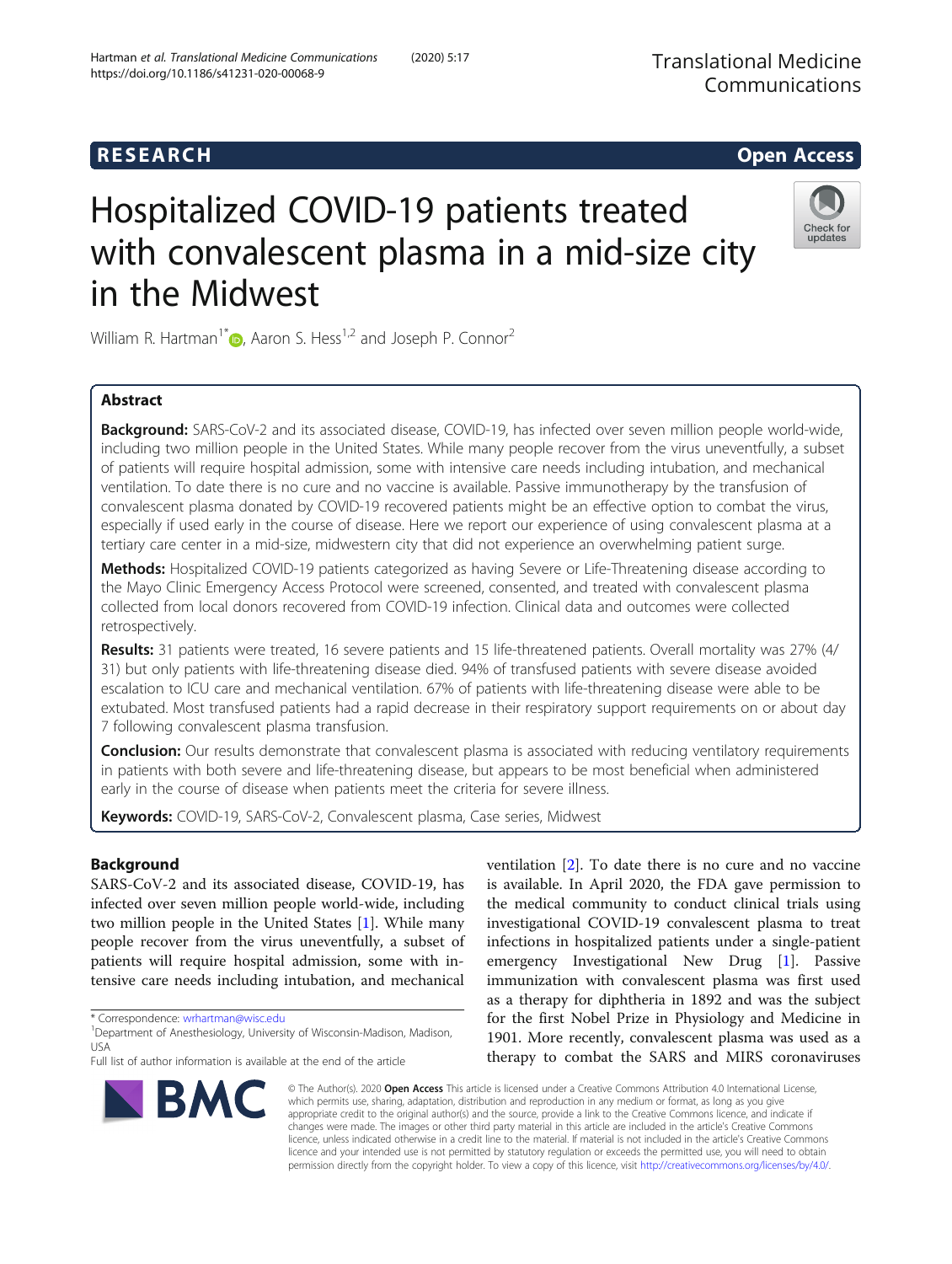RESEARCH

Open Access

# Hospitalized COVID-19 patients treated with convalescent plasma in a mid-size city in the Midwest

William R. Hartman[1*], Aaron S. Hess[1,2] and Joseph P. Connor[2]

## Abstract

**Background:** SARS-CoV-2 and its associated disease, COVID-19, has infected over seven million people world-wide, including two million people in the United States. While many people recover from the virus uneventfully, a subset of patients will require hospital admission, some with intensive care needs including intubation, and mechanical ventilation. To date there is no cure and no vaccine is available. Passive immunotherapy by the transfusion of convalescent plasma donated by COVID-19 recovered patients might be an effective option to combat the virus, especially if used early in the course of disease. Here we report our experience of using convalescent plasma at a tertiary care center in a mid-size, midwestern city that did not experience an overwhelming patient surge.

**Methods:** Hospitalized COVID-19 patients categorized as having Severe or Life-Threatening disease according to the Mayo Clinic Emergency Access Protocol were screened, consented, and treated with convalescent plasma collected from local donors recovered from COVID-19 infection. Clinical data and outcomes were collected retrospectively.

**Results:** 31 patients were treated, 16 severe patients and 15 life-threatened patients. Overall mortality was 27% (4/31) but only patients with life-threatening disease died. 94% of transfused patients with severe disease avoided escalation to ICU care and mechanical ventilation. 67% of patients with life-threatening disease were able to be extubated. Most transfused patients had a rapid decrease in their respiratory support requirements on or about day 7 following convalescent plasma transfusion.

**Conclusion:** Our results demonstrate that convalescent plasma is associated with reducing ventilatory requirements in patients with both severe and life-threatening disease, but appears to be most beneficial when administered early in the course of disease when patients meet the criteria for severe illness.

**Keywords:** COVID-19, SARS-CoV-2, Convalescent plasma, Case series, Midwest

## Background

SARS-CoV-2 and its associated disease, COVID-19, has infected over seven million people world-wide, including two million people in the United States [1]. While many people recover from the virus uneventfully, a subset of patients will require hospital admission, some with intensive care needs including intubation, and mechanical ventilation [2]. To date there is no cure and no vaccine is available. In April 2020, the FDA gave permission to the medical community to conduct clinical trials using investigational COVID-19 convalescent plasma to treat infections in hospitalized patients under a single-patient emergency Investigational New Drug [1]. Passive immunization with convalescent plasma was first used as a therapy for diphtheria in 1892 and was the subject for the first Nobel Prize in Physiology and Medicine in 1901. More recently, convalescent plasma was used as a therapy to combat the SARS and MIRS coronaviruses

* Correspondence: wrhartman@wisc.edu
[1]Department of Anesthesiology, University of Wisconsin-Madison, Madison, USA
Full list of author information is available at the end of the article

© The Author(s). 2020 **Open Access** This article is licensed under a Creative Commons Attribution 4.0 International License, which permits use, sharing, adaptation, distribution and reproduction in any medium or format, as long as you give appropriate credit to the original author(s) and the source, provide a link to the Creative Commons licence, and indicate if changes were made. The images or other third party material in this article are included in the article's Creative Commons licence, unless indicated otherwise in a credit line to the material. If material is not included in the article's Creative Commons licence and your intended use is not permitted by statutory regulation or exceeds the permitted use, you will need to obtain permission directly from the copyright holder. To view a copy of this licence, visit http://creativecommons.org/licenses/by/4.0/.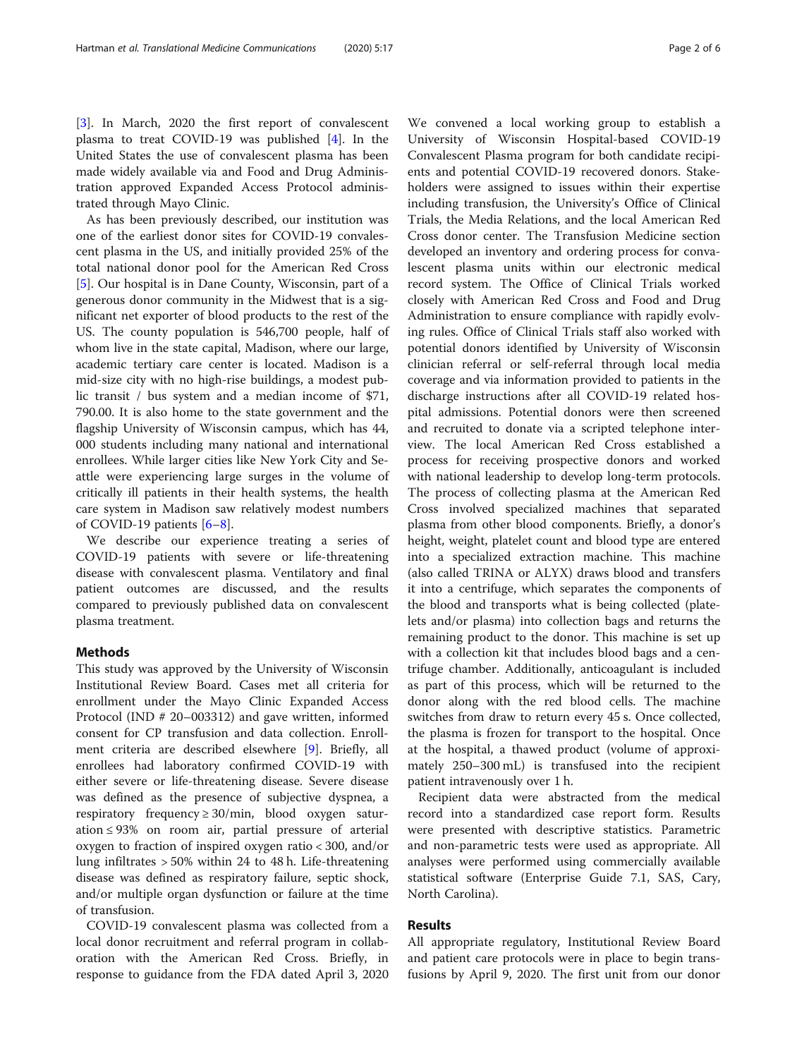[3]. In March, 2020 the first report of convalescent plasma to treat COVID-19 was published [4]. In the United States the use of convalescent plasma has been made widely available via and Food and Drug Administration approved Expanded Access Protocol administrated through Mayo Clinic.

As has been previously described, our institution was one of the earliest donor sites for COVID-19 convalescent plasma in the US, and initially provided 25% of the total national donor pool for the American Red Cross [5]. Our hospital is in Dane County, Wisconsin, part of a generous donor community in the Midwest that is a significant net exporter of blood products to the rest of the US. The county population is 546,700 people, half of whom live in the state capital, Madison, where our large, academic tertiary care center is located. Madison is a mid-size city with no high-rise buildings, a modest public transit / bus system and a median income of $71, 790.00. It is also home to the state government and the flagship University of Wisconsin campus, which has 44, 000 students including many national and international enrollees. While larger cities like New York City and Seattle were experiencing large surges in the volume of critically ill patients in their health systems, the health care system in Madison saw relatively modest numbers of COVID-19 patients [6–8].

We describe our experience treating a series of COVID-19 patients with severe or life-threatening disease with convalescent plasma. Ventilatory and final patient outcomes are discussed, and the results compared to previously published data on convalescent plasma treatment.

## Methods

This study was approved by the University of Wisconsin Institutional Review Board. Cases met all criteria for enrollment under the Mayo Clinic Expanded Access Protocol (IND # 20–003312) and gave written, informed consent for CP transfusion and data collection. Enrollment criteria are described elsewhere [9]. Briefly, all enrollees had laboratory confirmed COVID-19 with either severe or life-threatening disease. Severe disease was defined as the presence of subjective dyspnea, a respiratory frequency ≥ 30/min, blood oxygen saturation ≤ 93% on room air, partial pressure of arterial oxygen to fraction of inspired oxygen ratio < 300, and/or lung infiltrates > 50% within 24 to 48 h. Life-threatening disease was defined as respiratory failure, septic shock, and/or multiple organ dysfunction or failure at the time of transfusion.

COVID-19 convalescent plasma was collected from a local donor recruitment and referral program in collaboration with the American Red Cross. Briefly, in response to guidance from the FDA dated April 3, 2020 We convened a local working group to establish a University of Wisconsin Hospital-based COVID-19 Convalescent Plasma program for both candidate recipients and potential COVID-19 recovered donors. Stakeholders were assigned to issues within their expertise including transfusion, the University's Office of Clinical Trials, the Media Relations, and the local American Red Cross donor center. The Transfusion Medicine section developed an inventory and ordering process for convalescent plasma units within our electronic medical record system. The Office of Clinical Trials worked closely with American Red Cross and Food and Drug Administration to ensure compliance with rapidly evolving rules. Office of Clinical Trials staff also worked with potential donors identified by University of Wisconsin clinician referral or self-referral through local media coverage and via information provided to patients in the discharge instructions after all COVID-19 related hospital admissions. Potential donors were then screened and recruited to donate via a scripted telephone interview. The local American Red Cross established a process for receiving prospective donors and worked with national leadership to develop long-term protocols. The process of collecting plasma at the American Red Cross involved specialized machines that separated plasma from other blood components. Briefly, a donor's height, weight, platelet count and blood type are entered into a specialized extraction machine. This machine (also called TRINA or ALYX) draws blood and transfers it into a centrifuge, which separates the components of the blood and transports what is being collected (platelets and/or plasma) into collection bags and returns the remaining product to the donor. This machine is set up with a collection kit that includes blood bags and a centrifuge chamber. Additionally, anticoagulant is included as part of this process, which will be returned to the donor along with the red blood cells. The machine switches from draw to return every 45 s. Once collected, the plasma is frozen for transport to the hospital. Once at the hospital, a thawed product (volume of approximately 250–300 mL) is transfused into the recipient patient intravenously over 1 h.

Recipient data were abstracted from the medical record into a standardized case report form. Results were presented with descriptive statistics. Parametric and non-parametric tests were used as appropriate. All analyses were performed using commercially available statistical software (Enterprise Guide 7.1, SAS, Cary, North Carolina).

## Results

All appropriate regulatory, Institutional Review Board and patient care protocols were in place to begin transfusions by April 9, 2020. The first unit from our donor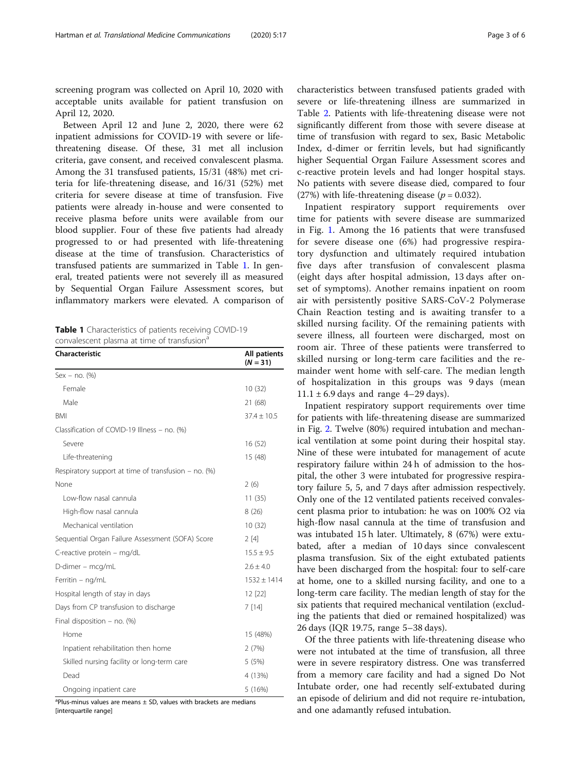screening program was collected on April 10, 2020 with acceptable units available for patient transfusion on April 12, 2020.

Between April 12 and June 2, 2020, there were 62 inpatient admissions for COVID-19 with severe or life-threatening disease. Of these, 31 met all inclusion criteria, gave consent, and received convalescent plasma. Among the 31 transfused patients, 15/31 (48%) met criteria for life-threatening disease, and 16/31 (52%) met criteria for severe disease at time of transfusion. Five patients were already in-house and were consented to receive plasma before units were available from our blood supplier. Four of these five patients had already progressed to or had presented with life-threatening disease at the time of transfusion. Characteristics of transfused patients are summarized in Table 1. In general, treated patients were not severely ill as measured by Sequential Organ Failure Assessment scores, but inflammatory markers were elevated. A comparison of characteristics between transfused patients graded with severe or life-threatening illness are summarized in Table 2. Patients with life-threatening disease were not significantly different from those with severe disease at time of transfusion with regard to sex, Basic Metabolic Index, d-dimer or ferritin levels, but had significantly higher Sequential Organ Failure Assessment scores and c-reactive protein levels and had longer hospital stays. No patients with severe disease died, compared to four (27%) with life-threatening disease ($p = 0.032$).

**Table 1** Characteristics of patients receiving COVID-19 convalescent plasma at time of transfusion[a]

| Characteristic | All patients ($N = 31$) |
|---|---|
| Sex – no. (%) | |
| Female | 10 (32) |
| Male | 21 (68) |
| BMI | 37.4 ± 10.5 |
| Classification of COVID-19 Illness – no. (%) | |
| Severe | 16 (52) |
| Life-threatening | 15 (48) |
| Respiratory support at time of transfusion – no. (%) | |
| None | 2 (6) |
| Low-flow nasal cannula | 11 (35) |
| High-flow nasal cannula | 8 (26) |
| Mechanical ventilation | 10 (32) |
| Sequential Organ Failure Assessment (SOFA) Score | 2 [4] |
| C-reactive protein – mg/dL | 15.5 ± 9.5 |
| D-dimer – mcg/mL | 2.6 ± 4.0 |
| Ferritin – ng/mL | 1532 ± 1414 |
| Hospital length of stay in days | 12 [22] |
| Days from CP transfusion to discharge | 7 [14] |
| Final disposition – no. (%) | |
| Home | 15 (48%) |
| Inpatient rehabilitation then home | 2 (7%) |
| Skilled nursing facility or long-term care | 5 (5%) |
| Dead | 4 (13%) |
| Ongoing inpatient care | 5 (16%) |

[a]Plus-minus values are means ± SD, values with brackets are medians [interquartile range]

Inpatient respiratory support requirements over time for patients with severe disease are summarized in Fig. 1. Among the 16 patients that were transfused for severe disease one (6%) had progressive respiratory dysfunction and ultimately required intubation five days after transfusion of convalescent plasma (eight days after hospital admission, 13 days after onset of symptoms). Another remains inpatient on room air with persistently positive SARS-CoV-2 Polymerase Chain Reaction testing and is awaiting transfer to a skilled nursing facility. Of the remaining patients with severe illness, all fourteen were discharged, most on room air. Three of these patients were transferred to skilled nursing or long-term care facilities and the remainder went home with self-care. The median length of hospitalization in this groups was 9 days (mean 11.1 ± 6.9 days and range 4–29 days).

Inpatient respiratory support requirements over time for patients with life-threatening disease are summarized in Fig. 2. Twelve (80%) required intubation and mechanical ventilation at some point during their hospital stay. Nine of these were intubated for management of acute respiratory failure within 24 h of admission to the hospital, the other 3 were intubated for progressive respiratory failure 5, 5, and 7 days after admission respectively. Only one of the 12 ventilated patients received convalescent plasma prior to intubation: he was on 100% $O_2$ via high-flow nasal cannula at the time of transfusion and was intubated 15 h later. Ultimately, 8 (67%) were extubated, after a median of 10 days since convalescent plasma transfusion. Six of the eight extubated patients have been discharged from the hospital: four to self-care at home, one to a skilled nursing facility, and one to a long-term care facility. The median length of stay for the six patients that required mechanical ventilation (excluding the patients that died or remained hospitalized) was 26 days (IQR 19.75, range 5–38 days).

Of the three patients with life-threatening disease who were not intubated at the time of transfusion, all three were in severe respiratory distress. One was transferred from a memory care facility and had a signed Do Not Intubate order, one had recently self-extubated during an episode of delirium and did not require re-intubation, and one adamantly refused intubation.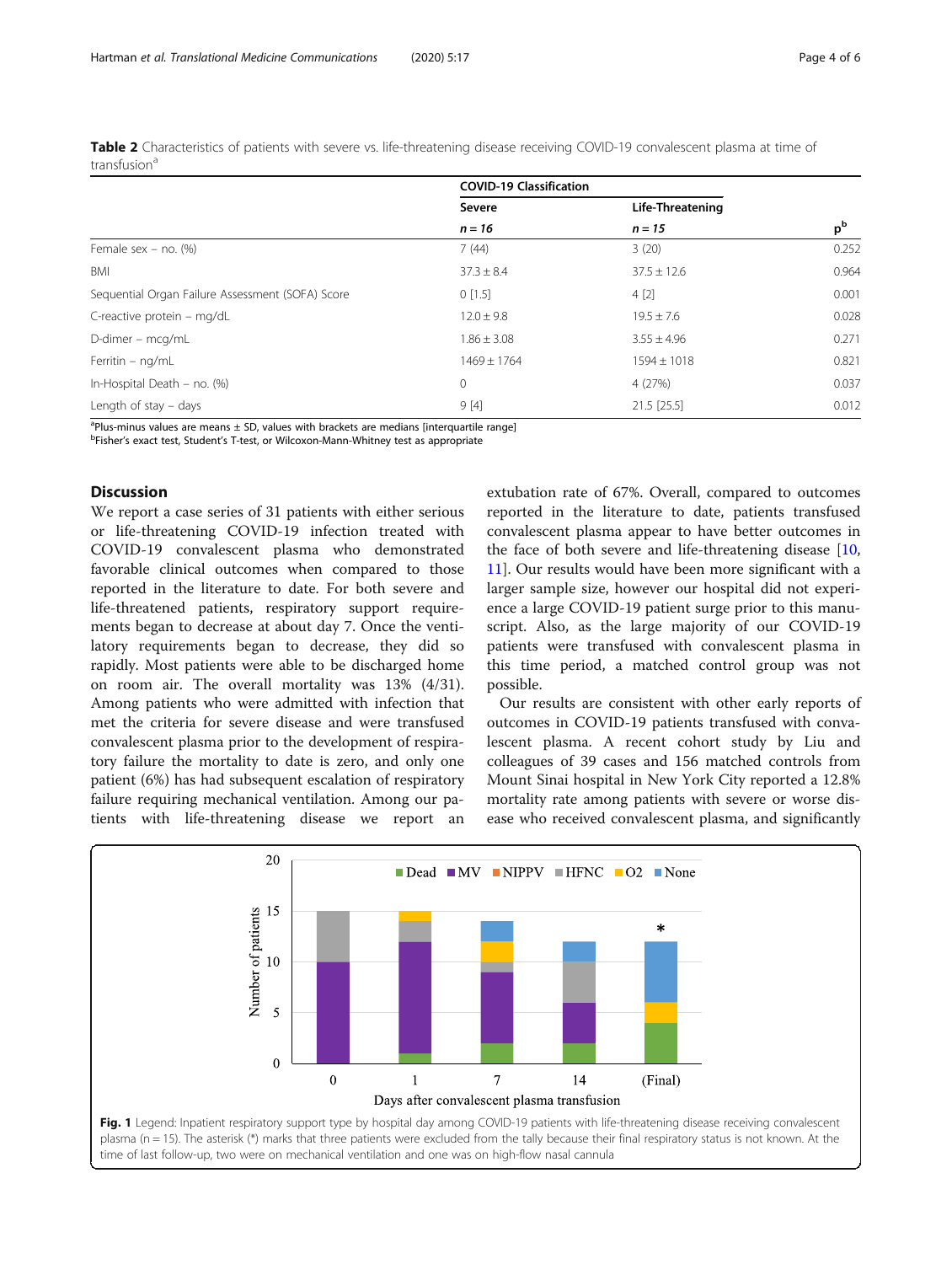**Table 2** Characteristics of patients with severe vs. life-threatening disease receiving COVID-19 convalescent plasma at time of transfusion[a]

| | COVID-19 Classification | | |
|---|---|---|---|
| | Severe | Life-Threatening | |
| | *n = 16* | *n = 15* | p[b] |
| Female sex – no. (%) | 7 (44) | 3 (20) | 0.252 |
| BMI | 37.3 ± 8.4 | 37.5 ± 12.6 | 0.964 |
| Sequential Organ Failure Assessment (SOFA) Score | 0 [1.5] | 4 [2] | 0.001 |
| C-reactive protein – mg/dL | 12.0 ± 9.8 | 19.5 ± 7.6 | 0.028 |
| D-dimer – mcg/mL | 1.86 ± 3.08 | 3.55 ± 4.96 | 0.271 |
| Ferritin – ng/mL | 1469 ± 1764 | 1594 ± 1018 | 0.821 |
| In-Hospital Death – no. (%) | 0 | 4 (27%) | 0.037 |
| Length of stay – days | 9 [4] | 21.5 [25.5] | 0.012 |

[a]Plus-minus values are means ± SD, values with brackets are medians [interquartile range]
[b]Fisher's exact test, Student's T-test, or Wilcoxon-Mann-Whitney test as appropriate

## Discussion

We report a case series of 31 patients with either serious or life-threatening COVID-19 infection treated with COVID-19 convalescent plasma who demonstrated favorable clinical outcomes when compared to those reported in the literature to date. For both severe and life-threatened patients, respiratory support requirements began to decrease at about day 7. Once the ventilatory requirements began to decrease, they did so rapidly. Most patients were able to be discharged home on room air. The overall mortality was 13% (4/31). Among patients who were admitted with infection that met the criteria for severe disease and were transfused convalescent plasma prior to the development of respiratory failure the mortality to date is zero, and only one patient (6%) has had subsequent escalation of respiratory failure requiring mechanical ventilation. Among our patients with life-threatening disease we report an extubation rate of 67%. Overall, compared to outcomes reported in the literature to date, patients transfused convalescent plasma appear to have better outcomes in the face of both severe and life-threatening disease [10, 11]. Our results would have been more significant with a larger sample size, however our hospital did not experience a large COVID-19 patient surge prior to this manuscript. Also, as the large majority of our COVID-19 patients were transfused with convalescent plasma in this time period, a matched control group was not possible.

Our results are consistent with other early reports of outcomes in COVID-19 patients transfused with convalescent plasma. A recent cohort study by Liu and colleagues of 39 cases and 156 matched controls from Mount Sinai hospital in New York City reported a 12.8% mortality rate among patients with severe or worse disease who received convalescent plasma, and significantly

**Fig. 1** Legend: Inpatient respiratory support type by hospital day among COVID-19 patients with life-threatening disease receiving convalescent plasma (n = 15). The asterisk (*) marks that three patients were excluded from the tally because their final respiratory status is not known. At the time of last follow-up, two were on mechanical ventilation and one was on high-flow nasal cannula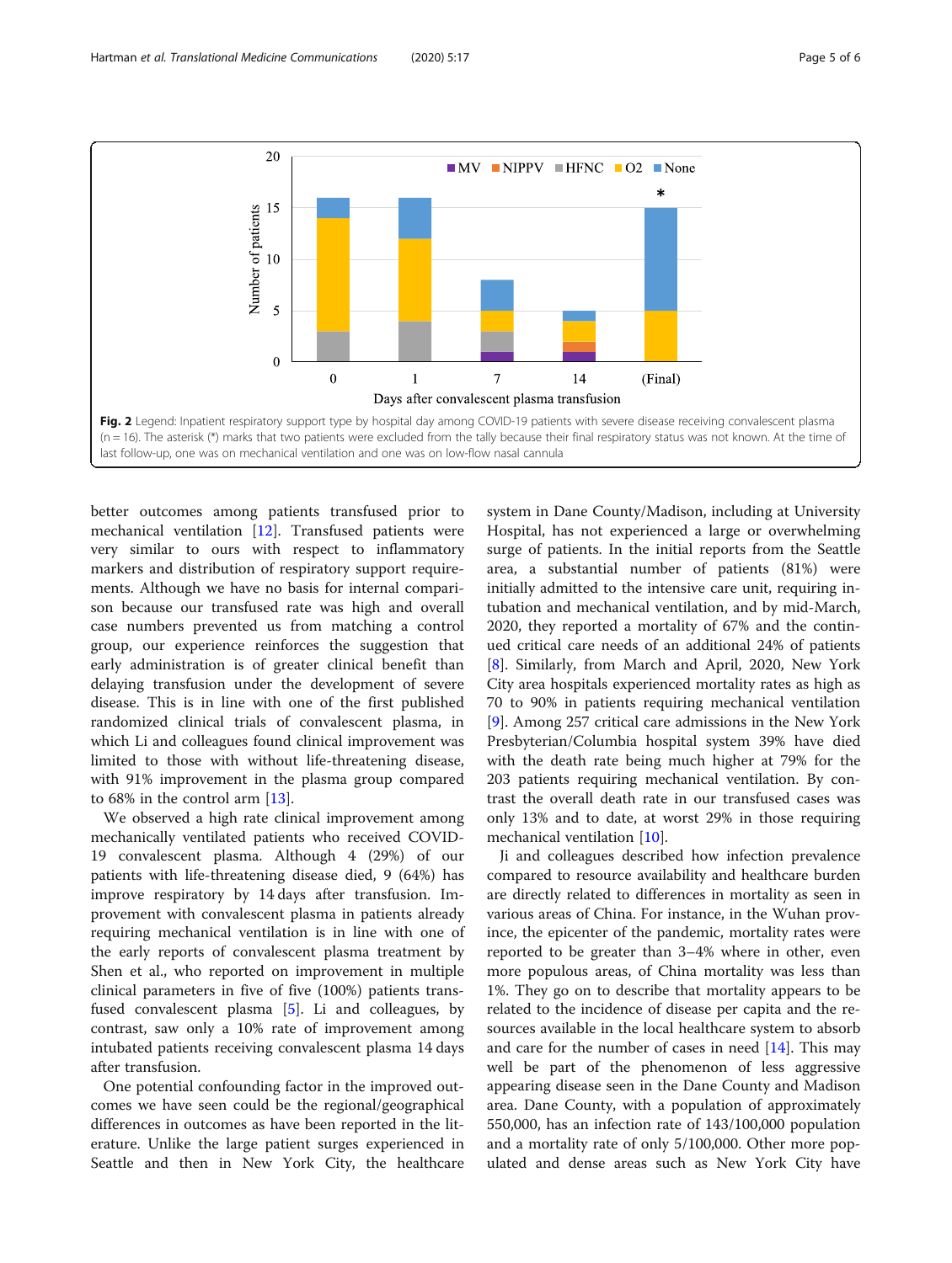**Fig. 2** Legend: Inpatient respiratory support type by hospital day among COVID-19 patients with severe disease receiving convalescent plasma (n = 16). The asterisk (*) marks that two patients were excluded from the tally because their final respiratory status was not known. At the time of last follow-up, one was on mechanical ventilation and one was on low-flow nasal cannula

better outcomes among patients transfused prior to mechanical ventilation [12]. Transfused patients were very similar to ours with respect to inflammatory markers and distribution of respiratory support requirements. Although we have no basis for internal comparison because our transfused rate was high and overall case numbers prevented us from matching a control group, our experience reinforces the suggestion that early administration is of greater clinical benefit than delaying transfusion under the development of severe disease. This is in line with one of the first published randomized clinical trials of convalescent plasma, in which Li and colleagues found clinical improvement was limited to those with without life-threatening disease, with 91% improvement in the plasma group compared to 68% in the control arm [13].

We observed a high rate clinical improvement among mechanically ventilated patients who received COVID-19 convalescent plasma. Although 4 (29%) of our patients with life-threatening disease died, 9 (64%) has improve respiratory by 14 days after transfusion. Improvement with convalescent plasma in patients already requiring mechanical ventilation is in line with one of the early reports of convalescent plasma treatment by Shen et al., who reported on improvement in multiple clinical parameters in five of five (100%) patients transfused convalescent plasma [5]. Li and colleagues, by contrast, saw only a 10% rate of improvement among intubated patients receiving convalescent plasma 14 days after transfusion.

One potential confounding factor in the improved outcomes we have seen could be the regional/geographical differences in outcomes as have been reported in the literature. Unlike the large patient surges experienced in Seattle and then in New York City, the healthcare system in Dane County/Madison, including at University Hospital, has not experienced a large or overwhelming surge of patients. In the initial reports from the Seattle area, a substantial number of patients (81%) were initially admitted to the intensive care unit, requiring intubation and mechanical ventilation, and by mid-March, 2020, they reported a mortality of 67% and the continued critical care needs of an additional 24% of patients [8]. Similarly, from March and April, 2020, New York City area hospitals experienced mortality rates as high as 70 to 90% in patients requiring mechanical ventilation [9]. Among 257 critical care admissions in the New York Presbyterian/Columbia hospital system 39% have died with the death rate being much higher at 79% for the 203 patients requiring mechanical ventilation. By contrast the overall death rate in our transfused cases was only 13% and to date, at worst 29% in those requiring mechanical ventilation [10].

Ji and colleagues described how infection prevalence compared to resource availability and healthcare burden are directly related to differences in mortality as seen in various areas of China. For instance, in the Wuhan province, the epicenter of the pandemic, mortality rates were reported to be greater than 3–4% where in other, even more populous areas, of China mortality was less than 1%. They go on to describe that mortality appears to be related to the incidence of disease per capita and the resources available in the local healthcare system to absorb and care for the number of cases in need [14]. This may well be part of the phenomenon of less aggressive appearing disease seen in the Dane County and Madison area. Dane County, with a population of approximately 550,000, has an infection rate of 143/100,000 population and a mortality rate of only 5/100,000. Other more populated and dense areas such as New York City have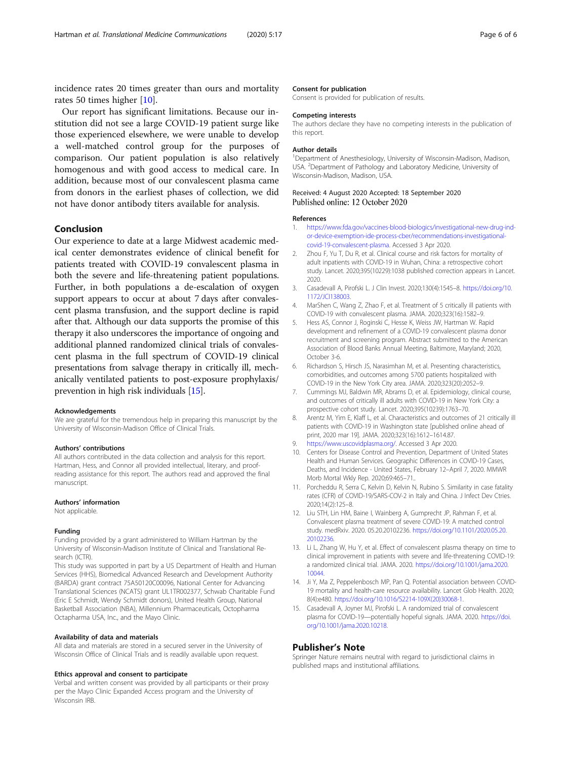incidence rates 20 times greater than ours and mortality rates 50 times higher [10].

Our report has significant limitations. Because our institution did not see a large COVID-19 patient surge like those experienced elsewhere, we were unable to develop a well-matched control group for the purposes of comparison. Our patient population is also relatively homogenous and with good access to medical care. In addition, because most of our convalescent plasma came from donors in the earliest phases of collection, we did not have donor antibody titers available for analysis.

## Conclusion

Our experience to date at a large Midwest academic medical center demonstrates evidence of clinical benefit for patients treated with COVID-19 convalescent plasma in both the severe and life-threatening patient populations. Further, in both populations a de-escalation of oxygen support appears to occur at about 7 days after convalescent plasma transfusion, and the support decline is rapid after that. Although our data supports the promise of this therapy it also underscores the importance of ongoing and additional planned randomized clinical trials of convalescent plasma in the full spectrum of COVID-19 clinical presentations from salvage therapy in critically ill, mechanically ventilated patients to post-exposure prophylaxis/ prevention in high risk individuals [15].

#### Acknowledgements

We are grateful for the tremendous help in preparing this manuscript by the University of Wisconsin-Madison Office of Clinical Trials.

#### Authors' contributions

All authors contributed in the data collection and analysis for this report. Hartman, Hess, and Connor all provided intellectual, literary, and proof-reading assistance for this report. The authors read and approved the final manuscript.

#### Authors' information

Not applicable.

#### Funding

Funding provided by a grant administered to William Hartman by the University of Wisconsin-Madison Institute of Clinical and Translational Research (ICTR).

This study was supported in part by a US Department of Health and Human Services (HHS), Biomedical Advanced Research and Development Authority (BARDA) grant contract 75A50120C00096, National Center for Advancing Translational Sciences (NCATS) grant UL1TR002377, Schwab Charitable Fund (Eric E Schmidt, Wendy Schmidt donors), United Health Group, National Basketball Association (NBA), Millennium Pharmaceuticals, Octopharma Octapharma USA, Inc., and the Mayo Clinic.

#### Availability of data and materials

All data and materials are stored in a secured server in the University of Wisconsin Office of Clinical Trials and is readily available upon request.

#### Ethics approval and consent to participate

Verbal and written consent was provided by all participants or their proxy per the Mayo Clinic Expanded Access program and the University of Wisconsin IRB.

#### Consent for publication

Consent is provided for publication of results.

#### Competing interests

The authors declare they have no competing interests in the publication of this report.

#### Author details

[1]Department of Anesthesiology, University of Wisconsin-Madison, Madison, USA. [2]Department of Pathology and Laboratory Medicine, University of Wisconsin-Madison, Madison, USA.

Received: 4 August 2020 Accepted: 18 September 2020
Published online: 12 October 2020

#### References

1. https://www.fda.gov/vaccines-blood-biologics/investigational-new-drug-ind-or-device-exemption-ide-process-cber/recommendations-investigational-covid-19-convalescent-plasma. Accessed 3 Apr 2020.
2. Zhou F, Yu T, Du R, et al. Clinical course and risk factors for mortality of adult inpatients with COVID-19 in Wuhan, China: a retrospective cohort study. Lancet. 2020;395(10229):1038 published correction appears in Lancet. 2020.
3. Casadevall A, Pirofski L. J Clin Invest. 2020;130(4):1545–8. https://doi.org/10.1172/JCI138003.
4. MarShen C, Wang Z, Zhao F, et al. Treatment of 5 critically ill patients with COVID-19 with convalescent plasma. JAMA. 2020;323(16):1582–9.
5. Hess AS, Connor J, Roginski C, Hesse K, Weiss JW, Hartman W. Rapid development and refinement of a COVID-19 convalescent plasma donor recruitment and screening program. Abstract submitted to the American Association of Blood Banks Annual Meeting, Baltimore, Maryland; 2020, October 3-6.
6. Richardson S, Hirsch JS, Narasimhan M, et al. Presenting characteristics, comorbidities, and outcomes among 5700 patients hospitalized with COVID-19 in the New York City area. JAMA. 2020;323(20):2052–9.
7. Cummings MJ, Baldwin MR, Abrams D, et al. Epidemiology, clinical course, and outcomes of critically ill adults with COVID-19 in New York City: a prospective cohort study. Lancet. 2020;395(10239):1763–70.
8. Arentz M, Yim E, Klaff L, et al. Characteristics and outcomes of 21 critically ill patients with COVID-19 in Washington state [published online ahead of print, 2020 mar 19]. JAMA. 2020;323(16):1612–1614.87.
9. https://www.uscovidplasma.org/. Accessed 3 Apr 2020.
10. Centers for Disease Control and Prevention, Department of United States Health and Human Services. Geographic Differences in COVID-19 Cases, Deaths, and Incidence - United States, February 12–April 7, 2020. MMWR Morb Mortal Wkly Rep. 2020;69:465–71..
11. Porcheddu R, Serra C, Kelvin D, Kelvin N, Rubino S. Similarity in case fatality rates (CFR) of COVID-19/SARS-COV-2 in Italy and China. J Infect Dev Ctries. 2020;14(2):125–8.
12. Liu STH, Lin HM, Baine I, Wainberg A, Gumprecht JP, Rahman F, et al. Convalescent plasma treatment of severe COVID-19: A matched control study. medRxiv. 2020. 05.20.20102236. https://doi.org/10.1101/2020.05.20.20102236.
13. Li L, Zhang W, Hu Y, et al. Effect of convalescent plasma therapy on time to clinical improvement in patients with severe and life-threatening COVID-19: a randomized clinical trial. JAMA. 2020. https://doi.org/10.1001/jama.2020.10044.
14. Ji Y, Ma Z, Peppelenbosch MP, Pan Q. Potential association between COVID-19 mortality and health-care resource availability. Lancet Glob Health. 2020; 8(4):e480. https://doi.org/10.1016/S2214-109X(20)30068-1.
15. Casadevall A, Joyner MJ, Pirofski L. A randomized trial of convalescent plasma for COVID-19—potentially hopeful signals. JAMA. 2020. https://doi.org/10.1001/jama.2020.10218.

## Publisher's Note

Springer Nature remains neutral with regard to jurisdictional claims in published maps and institutional affiliations.